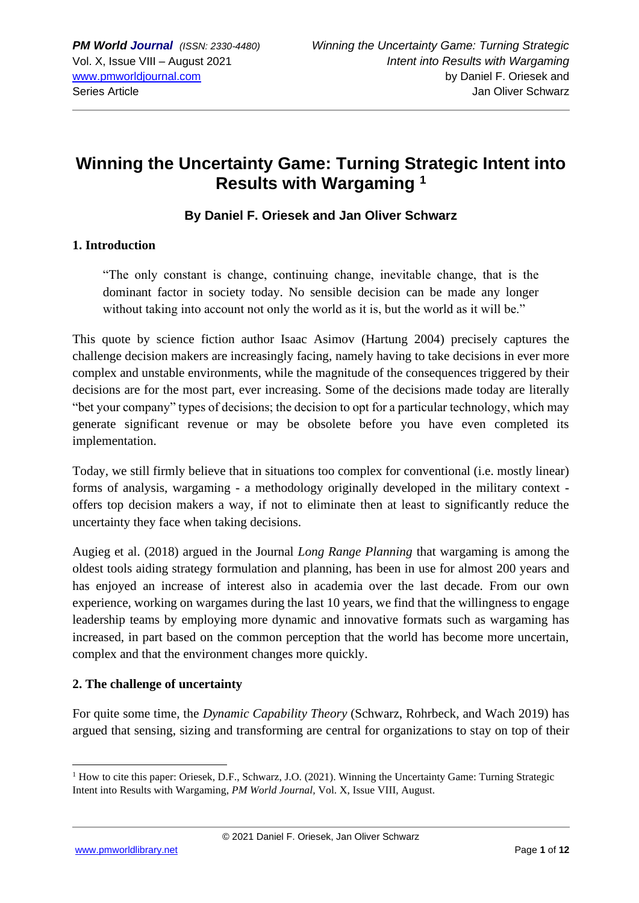# Winning the Uncertainty Game: Turning Strategic Intent into Results with Wargaming [1]

**By Daniel F. Oriesek and Jan Oliver Schwarz**

## 1. Introduction

> "The only constant is change, continuing change, inevitable change, that is the dominant factor in society today. No sensible decision can be made any longer without taking into account not only the world as it is, but the world as it will be."

This quote by science fiction author Isaac Asimov (Hartung 2004) precisely captures the challenge decision makers are increasingly facing, namely having to take decisions in ever more complex and unstable environments, while the magnitude of the consequences triggered by their decisions are for the most part, ever increasing. Some of the decisions made today are literally "bet your company" types of decisions; the decision to opt for a particular technology, which may generate significant revenue or may be obsolete before you have even completed its implementation.

Today, we still firmly believe that in situations too complex for conventional (i.e. mostly linear) forms of analysis, wargaming - a methodology originally developed in the military context - offers top decision makers a way, if not to eliminate then at least to significantly reduce the uncertainty they face when taking decisions.

Augieg et al. (2018) argued in the Journal *Long Range Planning* that wargaming is among the oldest tools aiding strategy formulation and planning, has been in use for almost 200 years and has enjoyed an increase of interest also in academia over the last decade. From our own experience, working on wargames during the last 10 years, we find that the willingness to engage leadership teams by employing more dynamic and innovative formats such as wargaming has increased, in part based on the common perception that the world has become more uncertain, complex and that the environment changes more quickly.

## 2. The challenge of uncertainty

For quite some time, the *Dynamic Capability Theory* (Schwarz, Rohrbeck, and Wach 2019) has argued that sensing, sizing and transforming are central for organizations to stay on top of their

[1] How to cite this paper: Oriesek, D.F., Schwarz, J.O. (2021). Winning the Uncertainty Game: Turning Strategic Intent into Results with Wargaming, *PM World Journal*, Vol. X, Issue VIII, August.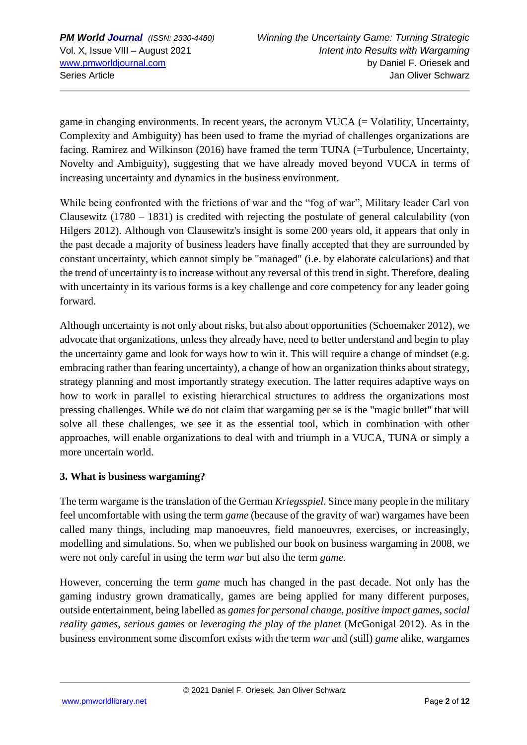game in changing environments. In recent years, the acronym VUCA (= Volatility, Uncertainty, Complexity and Ambiguity) has been used to frame the myriad of challenges organizations are facing. Ramirez and Wilkinson (2016) have framed the term TUNA (=Turbulence, Uncertainty, Novelty and Ambiguity), suggesting that we have already moved beyond VUCA in terms of increasing uncertainty and dynamics in the business environment.

While being confronted with the frictions of war and the "fog of war", Military leader Carl von Clausewitz (1780 – 1831) is credited with rejecting the postulate of general calculability (von Hilgers 2012). Although von Clausewitz's insight is some 200 years old, it appears that only in the past decade a majority of business leaders have finally accepted that they are surrounded by constant uncertainty, which cannot simply be "managed" (i.e. by elaborate calculations) and that the trend of uncertainty is to increase without any reversal of this trend in sight. Therefore, dealing with uncertainty in its various forms is a key challenge and core competency for any leader going forward.

Although uncertainty is not only about risks, but also about opportunities (Schoemaker 2012), we advocate that organizations, unless they already have, need to better understand and begin to play the uncertainty game and look for ways how to win it. This will require a change of mindset (e.g. embracing rather than fearing uncertainty), a change of how an organization thinks about strategy, strategy planning and most importantly strategy execution. The latter requires adaptive ways on how to work in parallel to existing hierarchical structures to address the organizations most pressing challenges. While we do not claim that wargaming per se is the "magic bullet" that will solve all these challenges, we see it as the essential tool, which in combination with other approaches, will enable organizations to deal with and triumph in a VUCA, TUNA or simply a more uncertain world.

## 3. What is business wargaming?

The term wargame is the translation of the German *Kriegsspiel*. Since many people in the military feel uncomfortable with using the term *game* (because of the gravity of war) wargames have been called many things, including map manoeuvres, field manoeuvres, exercises, or increasingly, modelling and simulations. So, when we published our book on business wargaming in 2008, we were not only careful in using the term *war* but also the term *game*.

However, concerning the term *game* much has changed in the past decade. Not only has the gaming industry grown dramatically, games are being applied for many different purposes, outside entertainment, being labelled as *games for personal change*, *positive impact games*, *social reality games*, *serious games* or *leveraging the play of the planet* (McGonigal 2012). As in the business environment some discomfort exists with the term *war* and (still) *game* alike, wargames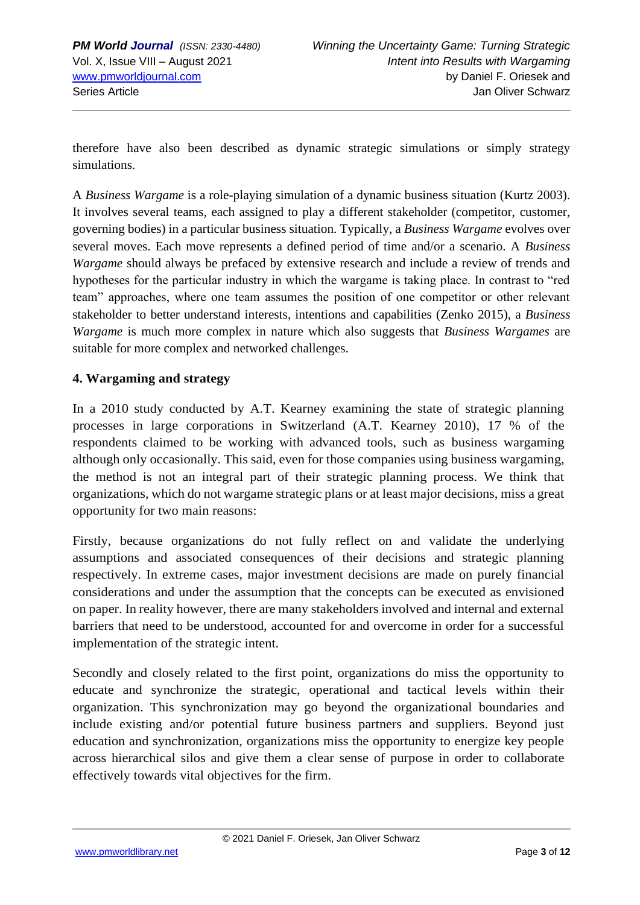therefore have also been described as dynamic strategic simulations or simply strategy simulations.

A *Business Wargame* is a role-playing simulation of a dynamic business situation (Kurtz 2003). It involves several teams, each assigned to play a different stakeholder (competitor, customer, governing bodies) in a particular business situation. Typically, a *Business Wargame* evolves over several moves. Each move represents a defined period of time and/or a scenario. A *Business Wargame* should always be prefaced by extensive research and include a review of trends and hypotheses for the particular industry in which the wargame is taking place. In contrast to "red team" approaches, where one team assumes the position of one competitor or other relevant stakeholder to better understand interests, intentions and capabilities (Zenko 2015), a *Business Wargame* is much more complex in nature which also suggests that *Business Wargames* are suitable for more complex and networked challenges.

### 4. Wargaming and strategy

In a 2010 study conducted by A.T. Kearney examining the state of strategic planning processes in large corporations in Switzerland (A.T. Kearney 2010), 17 % of the respondents claimed to be working with advanced tools, such as business wargaming although only occasionally. This said, even for those companies using business wargaming, the method is not an integral part of their strategic planning process. We think that organizations, which do not wargame strategic plans or at least major decisions, miss a great opportunity for two main reasons:

Firstly, because organizations do not fully reflect on and validate the underlying assumptions and associated consequences of their decisions and strategic planning respectively. In extreme cases, major investment decisions are made on purely financial considerations and under the assumption that the concepts can be executed as envisioned on paper. In reality however, there are many stakeholders involved and internal and external barriers that need to be understood, accounted for and overcome in order for a successful implementation of the strategic intent.

Secondly and closely related to the first point, organizations do miss the opportunity to educate and synchronize the strategic, operational and tactical levels within their organization. This synchronization may go beyond the organizational boundaries and include existing and/or potential future business partners and suppliers. Beyond just education and synchronization, organizations miss the opportunity to energize key people across hierarchical silos and give them a clear sense of purpose in order to collaborate effectively towards vital objectives for the firm.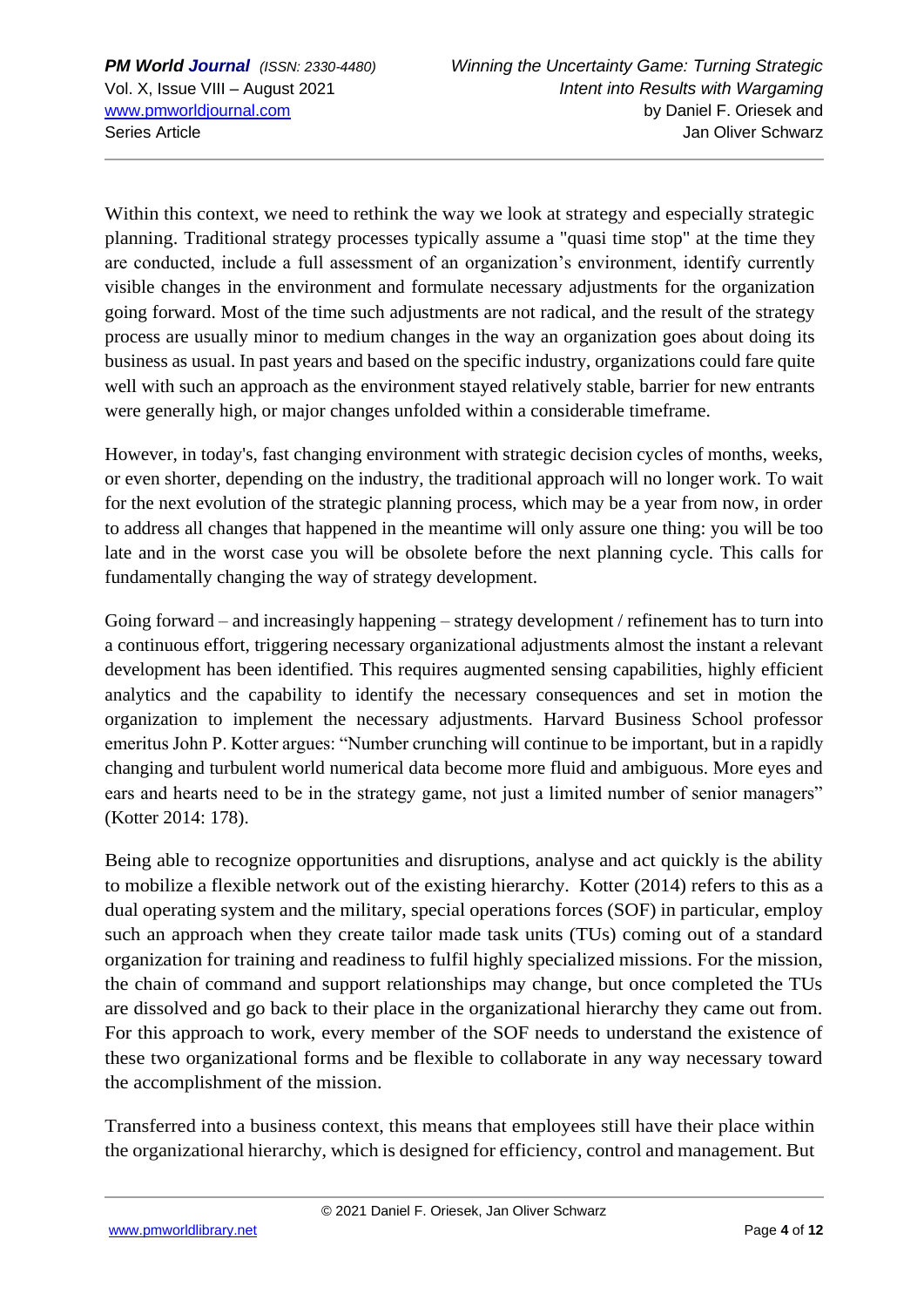Within this context, we need to rethink the way we look at strategy and especially strategic planning. Traditional strategy processes typically assume a "quasi time stop" at the time they are conducted, include a full assessment of an organization's environment, identify currently visible changes in the environment and formulate necessary adjustments for the organization going forward. Most of the time such adjustments are not radical, and the result of the strategy process are usually minor to medium changes in the way an organization goes about doing its business as usual. In past years and based on the specific industry, organizations could fare quite well with such an approach as the environment stayed relatively stable, barrier for new entrants were generally high, or major changes unfolded within a considerable timeframe.

However, in today's, fast changing environment with strategic decision cycles of months, weeks, or even shorter, depending on the industry, the traditional approach will no longer work. To wait for the next evolution of the strategic planning process, which may be a year from now, in order to address all changes that happened in the meantime will only assure one thing: you will be too late and in the worst case you will be obsolete before the next planning cycle. This calls for fundamentally changing the way of strategy development.

Going forward – and increasingly happening – strategy development / refinement has to turn into a continuous effort, triggering necessary organizational adjustments almost the instant a relevant development has been identified. This requires augmented sensing capabilities, highly efficient analytics and the capability to identify the necessary consequences and set in motion the organization to implement the necessary adjustments. Harvard Business School professor emeritus John P. Kotter argues: "Number crunching will continue to be important, but in a rapidly changing and turbulent world numerical data become more fluid and ambiguous. More eyes and ears and hearts need to be in the strategy game, not just a limited number of senior managers" (Kotter 2014: 178).

Being able to recognize opportunities and disruptions, analyse and act quickly is the ability to mobilize a flexible network out of the existing hierarchy. Kotter (2014) refers to this as a dual operating system and the military, special operations forces (SOF) in particular, employ such an approach when they create tailor made task units (TUs) coming out of a standard organization for training and readiness to fulfil highly specialized missions. For the mission, the chain of command and support relationships may change, but once completed the TUs are dissolved and go back to their place in the organizational hierarchy they came out from. For this approach to work, every member of the SOF needs to understand the existence of these two organizational forms and be flexible to collaborate in any way necessary toward the accomplishment of the mission.

Transferred into a business context, this means that employees still have their place within the organizational hierarchy, which is designed for efficiency, control and management. But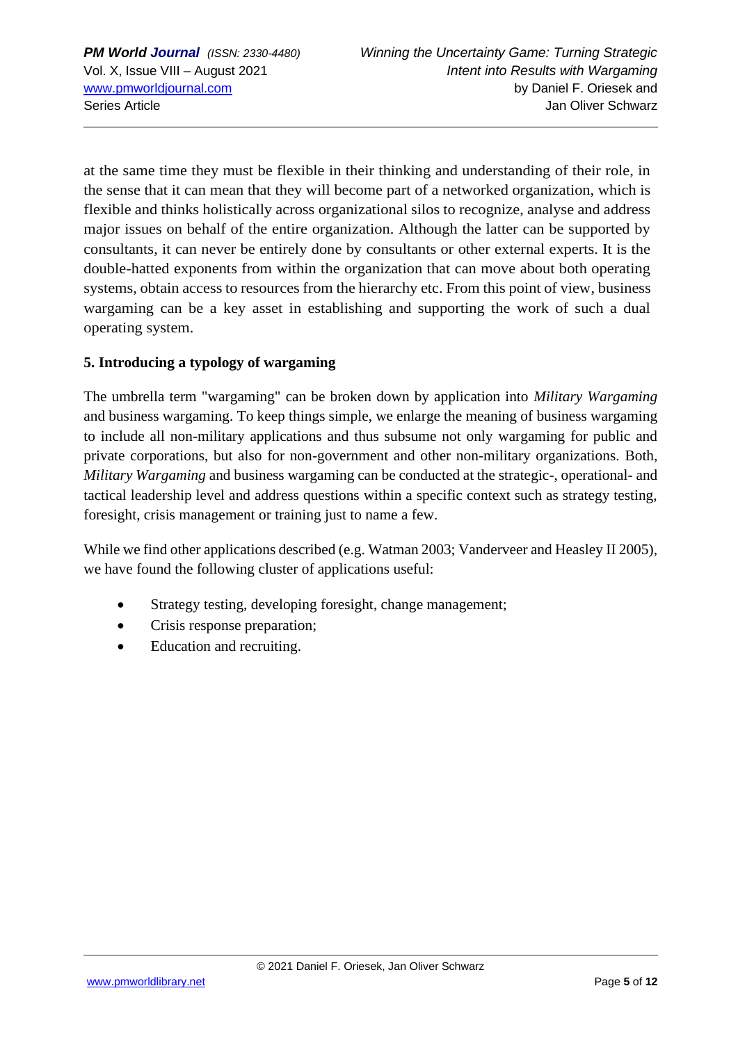at the same time they must be flexible in their thinking and understanding of their role, in the sense that it can mean that they will become part of a networked organization, which is flexible and thinks holistically across organizational silos to recognize, analyse and address major issues on behalf of the entire organization. Although the latter can be supported by consultants, it can never be entirely done by consultants or other external experts. It is the double-hatted exponents from within the organization that can move about both operating systems, obtain access to resources from the hierarchy etc. From this point of view, business wargaming can be a key asset in establishing and supporting the work of such a dual operating system.

**5. Introducing a typology of wargaming**

The umbrella term "wargaming" can be broken down by application into *Military Wargaming* and business wargaming. To keep things simple, we enlarge the meaning of business wargaming to include all non-military applications and thus subsume not only wargaming for public and private corporations, but also for non-government and other non-military organizations. Both, *Military Wargaming* and business wargaming can be conducted at the strategic-, operational- and tactical leadership level and address questions within a specific context such as strategy testing, foresight, crisis management or training just to name a few.

While we find other applications described (e.g. Watman 2003; Vanderveer and Heasley II 2005), we have found the following cluster of applications useful:

- Strategy testing, developing foresight, change management;
- Crisis response preparation;
- Education and recruiting.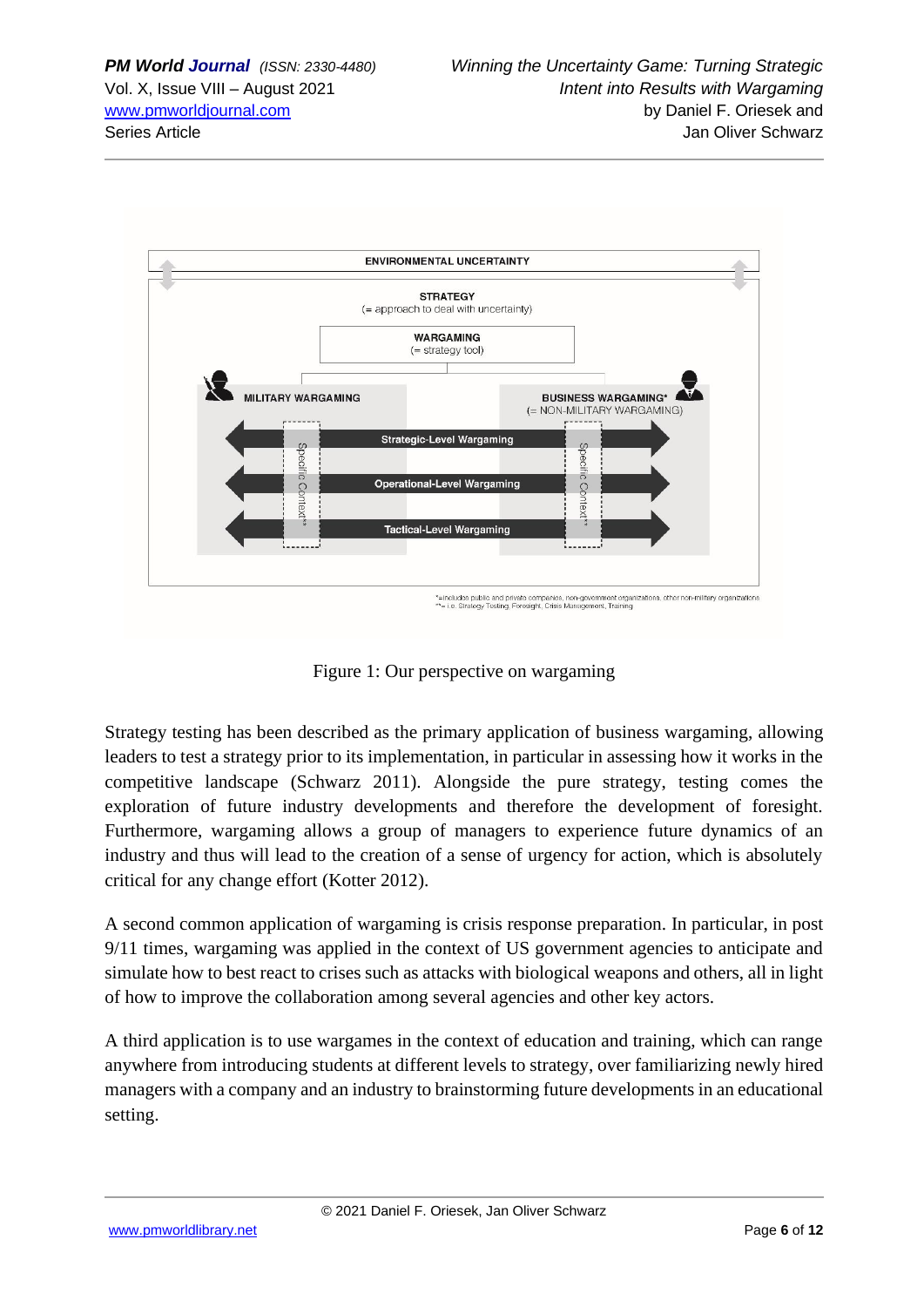Figure 1: Our perspective on wargaming

Strategy testing has been described as the primary application of business wargaming, allowing leaders to test a strategy prior to its implementation, in particular in assessing how it works in the competitive landscape (Schwarz 2011). Alongside the pure strategy, testing comes the exploration of future industry developments and therefore the development of foresight. Furthermore, wargaming allows a group of managers to experience future dynamics of an industry and thus will lead to the creation of a sense of urgency for action, which is absolutely critical for any change effort (Kotter 2012).

A second common application of wargaming is crisis response preparation. In particular, in post 9/11 times, wargaming was applied in the context of US government agencies to anticipate and simulate how to best react to crises such as attacks with biological weapons and others, all in light of how to improve the collaboration among several agencies and other key actors.

A third application is to use wargames in the context of education and training, which can range anywhere from introducing students at different levels to strategy, over familiarizing newly hired managers with a company and an industry to brainstorming future developments in an educational setting.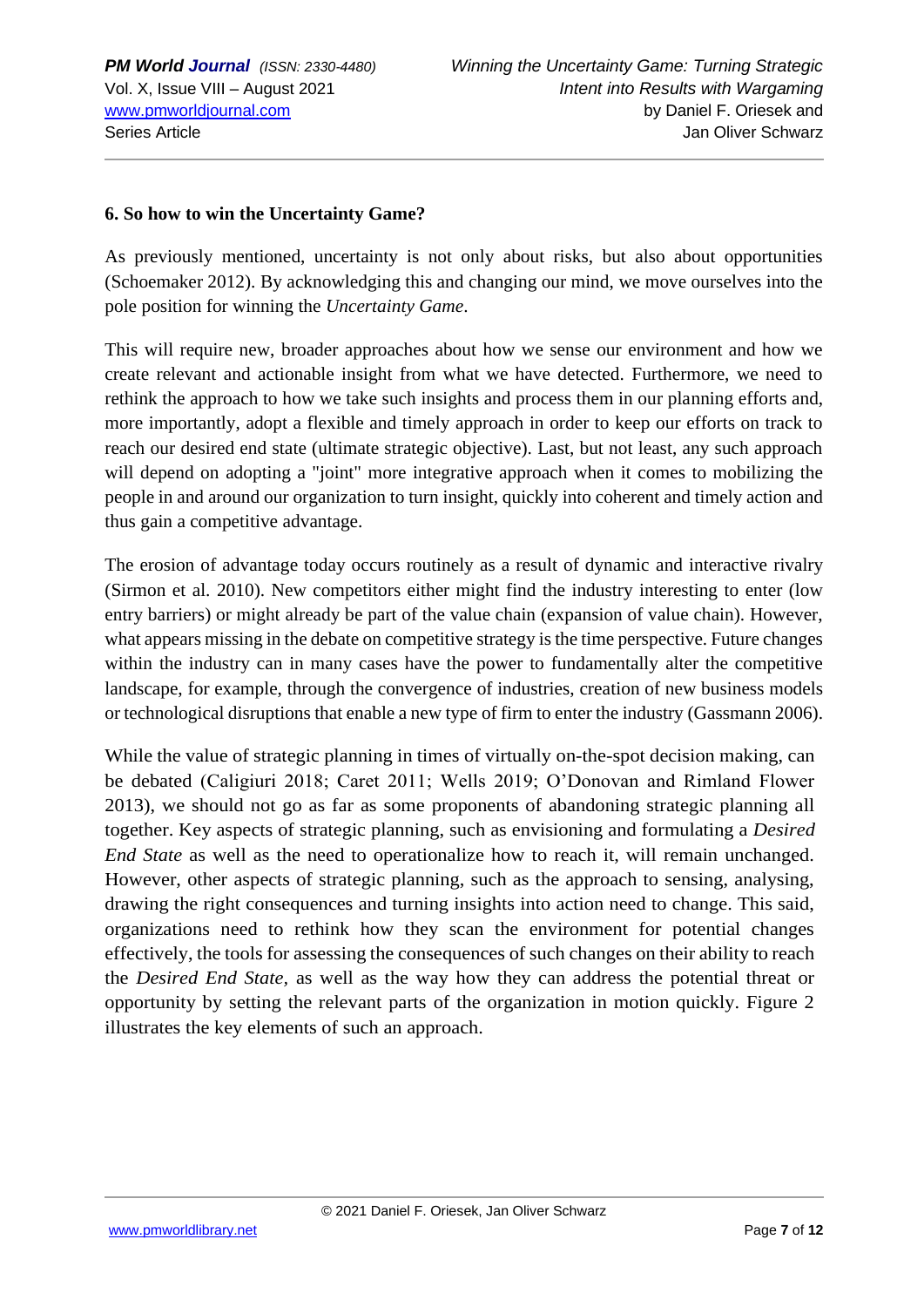## 6. So how to win the Uncertainty Game?

As previously mentioned, uncertainty is not only about risks, but also about opportunities (Schoemaker 2012). By acknowledging this and changing our mind, we move ourselves into the pole position for winning the *Uncertainty Game*.

This will require new, broader approaches about how we sense our environment and how we create relevant and actionable insight from what we have detected. Furthermore, we need to rethink the approach to how we take such insights and process them in our planning efforts and, more importantly, adopt a flexible and timely approach in order to keep our efforts on track to reach our desired end state (ultimate strategic objective). Last, but not least, any such approach will depend on adopting a "joint" more integrative approach when it comes to mobilizing the people in and around our organization to turn insight, quickly into coherent and timely action and thus gain a competitive advantage.

The erosion of advantage today occurs routinely as a result of dynamic and interactive rivalry (Sirmon et al. 2010). New competitors either might find the industry interesting to enter (low entry barriers) or might already be part of the value chain (expansion of value chain). However, what appears missing in the debate on competitive strategy is the time perspective. Future changes within the industry can in many cases have the power to fundamentally alter the competitive landscape, for example, through the convergence of industries, creation of new business models or technological disruptions that enable a new type of firm to enter the industry (Gassmann 2006).

While the value of strategic planning in times of virtually on-the-spot decision making, can be debated (Caligiuri 2018; Caret 2011; Wells 2019; O'Donovan and Rimland Flower 2013), we should not go as far as some proponents of abandoning strategic planning all together. Key aspects of strategic planning, such as envisioning and formulating a *Desired End State* as well as the need to operationalize how to reach it, will remain unchanged. However, other aspects of strategic planning, such as the approach to sensing, analysing, drawing the right consequences and turning insights into action need to change. This said, organizations need to rethink how they scan the environment for potential changes effectively, the tools for assessing the consequences of such changes on their ability to reach the *Desired End State*, as well as the way how they can address the potential threat or opportunity by setting the relevant parts of the organization in motion quickly. Figure 2 illustrates the key elements of such an approach.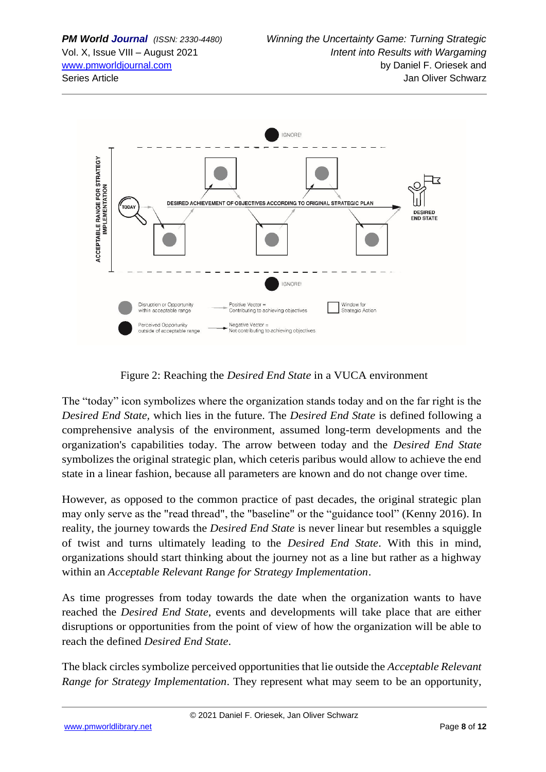Figure 2: Reaching the *Desired End State* in a VUCA environment

The “today” icon symbolizes where the organization stands today and on the far right is the *Desired End State*, which lies in the future. The *Desired End State* is defined following a comprehensive analysis of the environment, assumed long-term developments and the organization's capabilities today. The arrow between today and the *Desired End State* symbolizes the original strategic plan, which ceteris paribus would allow to achieve the end state in a linear fashion, because all parameters are known and do not change over time.

However, as opposed to the common practice of past decades, the original strategic plan may only serve as the "read thread", the "baseline" or the “guidance tool” (Kenny 2016). In reality, the journey towards the *Desired End State* is never linear but resembles a squiggle of twist and turns ultimately leading to the *Desired End State*. With this in mind, organizations should start thinking about the journey not as a line but rather as a highway within an *Acceptable Relevant Range for Strategy Implementation*.

As time progresses from today towards the date when the organization wants to have reached the *Desired End State*, events and developments will take place that are either disruptions or opportunities from the point of view of how the organization will be able to reach the defined *Desired End State*.

The black circles symbolize perceived opportunities that lie outside the *Acceptable Relevant Range for Strategy Implementation*. They represent what may seem to be an opportunity,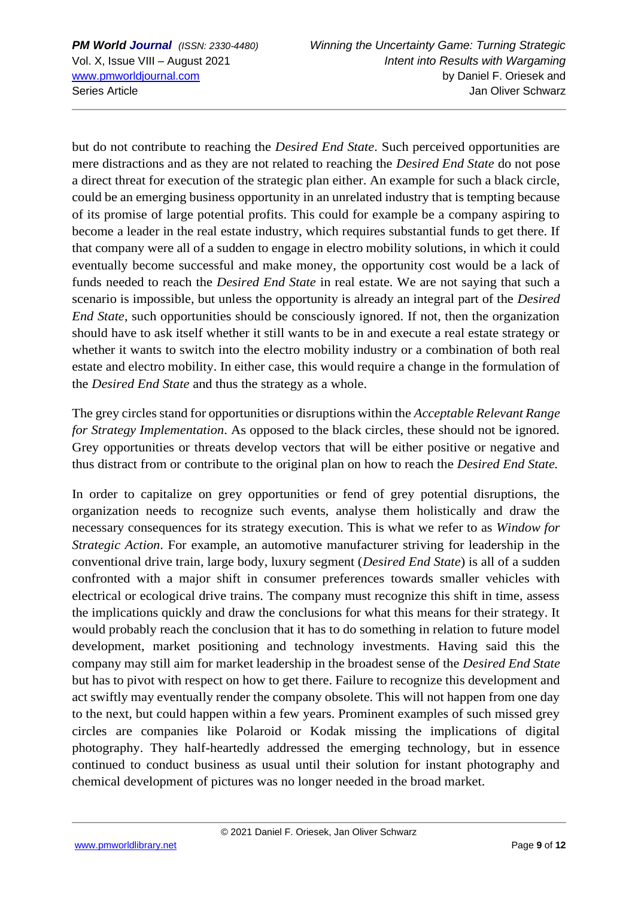but do not contribute to reaching the *Desired End State*. Such perceived opportunities are mere distractions and as they are not related to reaching the *Desired End State* do not pose a direct threat for execution of the strategic plan either. An example for such a black circle, could be an emerging business opportunity in an unrelated industry that is tempting because of its promise of large potential profits. This could for example be a company aspiring to become a leader in the real estate industry, which requires substantial funds to get there. If that company were all of a sudden to engage in electro mobility solutions, in which it could eventually become successful and make money, the opportunity cost would be a lack of funds needed to reach the *Desired End State* in real estate. We are not saying that such a scenario is impossible, but unless the opportunity is already an integral part of the *Desired End State*, such opportunities should be consciously ignored. If not, then the organization should have to ask itself whether it still wants to be in and execute a real estate strategy or whether it wants to switch into the electro mobility industry or a combination of both real estate and electro mobility. In either case, this would require a change in the formulation of the *Desired End State* and thus the strategy as a whole.

The grey circles stand for opportunities or disruptions within the *Acceptable Relevant Range for Strategy Implementation*. As opposed to the black circles, these should not be ignored. Grey opportunities or threats develop vectors that will be either positive or negative and thus distract from or contribute to the original plan on how to reach the *Desired End State.*

In order to capitalize on grey opportunities or fend of grey potential disruptions, the organization needs to recognize such events, analyse them holistically and draw the necessary consequences for its strategy execution. This is what we refer to as *Window for Strategic Action*. For example, an automotive manufacturer striving for leadership in the conventional drive train, large body, luxury segment (*Desired End State*) is all of a sudden confronted with a major shift in consumer preferences towards smaller vehicles with electrical or ecological drive trains. The company must recognize this shift in time, assess the implications quickly and draw the conclusions for what this means for their strategy. It would probably reach the conclusion that it has to do something in relation to future model development, market positioning and technology investments. Having said this the company may still aim for market leadership in the broadest sense of the *Desired End State* but has to pivot with respect on how to get there. Failure to recognize this development and act swiftly may eventually render the company obsolete. This will not happen from one day to the next, but could happen within a few years. Prominent examples of such missed grey circles are companies like Polaroid or Kodak missing the implications of digital photography. They half-heartedly addressed the emerging technology, but in essence continued to conduct business as usual until their solution for instant photography and chemical development of pictures was no longer needed in the broad market.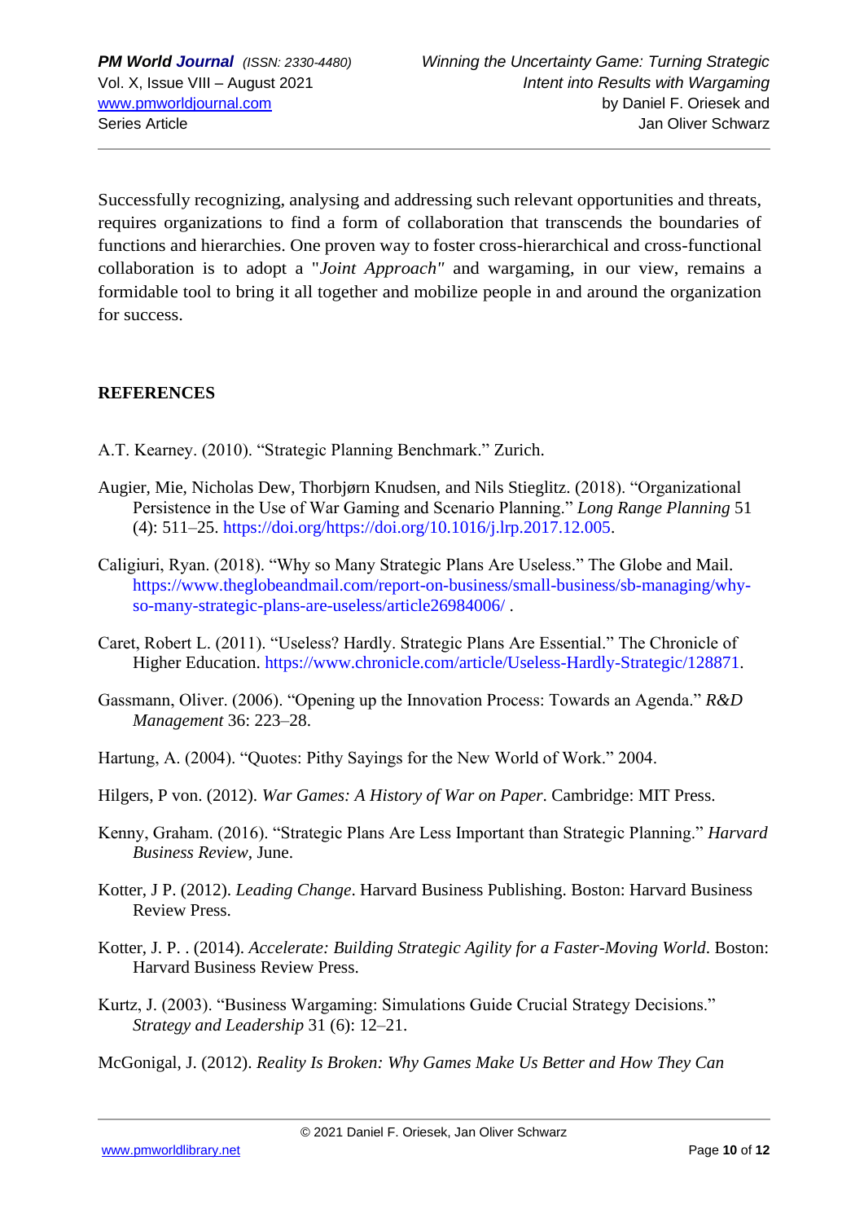Successfully recognizing, analysing and addressing such relevant opportunities and threats, requires organizations to find a form of collaboration that transcends the boundaries of functions and hierarchies. One proven way to foster cross-hierarchical and cross-functional collaboration is to adopt a "*Joint Approach"* and wargaming, in our view, remains a formidable tool to bring it all together and mobilize people in and around the organization for success.

## REFERENCES

A.T. Kearney. (2010). "Strategic Planning Benchmark." Zurich.

Augier, Mie, Nicholas Dew, Thorbjørn Knudsen, and Nils Stieglitz. (2018). "Organizational Persistence in the Use of War Gaming and Scenario Planning." *Long Range Planning* 51 (4): 511–25. https://doi.org/https://doi.org/10.1016/j.lrp.2017.12.005.

Caligiuri, Ryan. (2018). "Why so Many Strategic Plans Are Useless." The Globe and Mail. https://www.theglobeandmail.com/report-on-business/small-business/sb-managing/why-so-many-strategic-plans-are-useless/article26984006/ .

Caret, Robert L. (2011). "Useless? Hardly. Strategic Plans Are Essential." The Chronicle of Higher Education. https://www.chronicle.com/article/Useless-Hardly-Strategic/128871.

Gassmann, Oliver. (2006). "Opening up the Innovation Process: Towards an Agenda." *R&D Management* 36: 223–28.

Hartung, A. (2004). "Quotes: Pithy Sayings for the New World of Work." 2004.

Hilgers, P von. (2012). *War Games: A History of War on Paper*. Cambridge: MIT Press.

Kenny, Graham. (2016). "Strategic Plans Are Less Important than Strategic Planning." *Harvard Business Review*, June.

Kotter, J P. (2012). *Leading Change*. Harvard Business Publishing. Boston: Harvard Business Review Press.

Kotter, J. P. . (2014). *Accelerate: Building Strategic Agility for a Faster-Moving World*. Boston: Harvard Business Review Press.

Kurtz, J. (2003). "Business Wargaming: Simulations Guide Crucial Strategy Decisions." *Strategy and Leadership* 31 (6): 12–21.

McGonigal, J. (2012). *Reality Is Broken: Why Games Make Us Better and How They Can*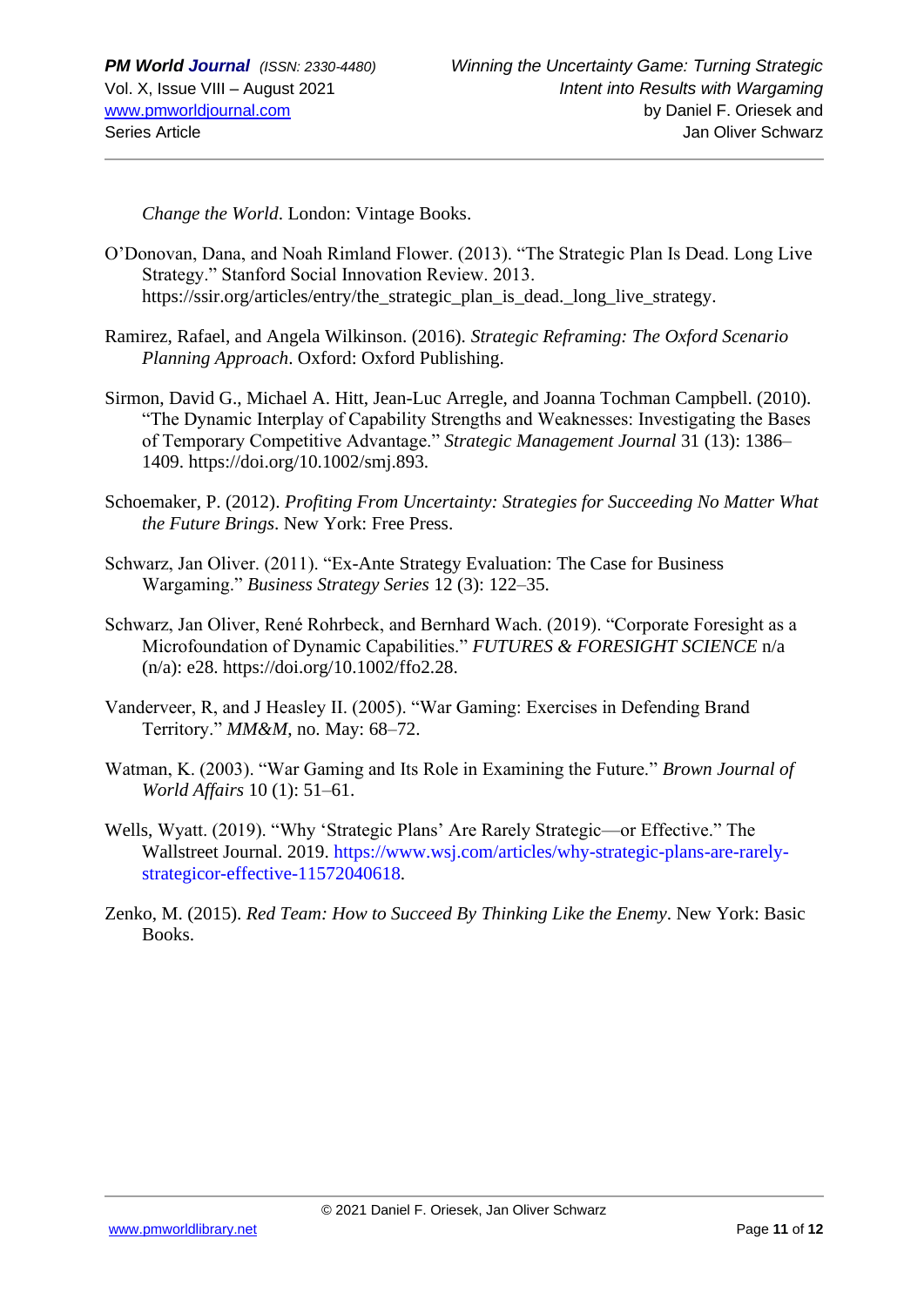*Change the World*. London: Vintage Books.

O'Donovan, Dana, and Noah Rimland Flower. (2013). "The Strategic Plan Is Dead. Long Live Strategy." Stanford Social Innovation Review. 2013. https://ssir.org/articles/entry/the_strategic_plan_is_dead._long_live_strategy.

Ramirez, Rafael, and Angela Wilkinson. (2016). *Strategic Reframing: The Oxford Scenario Planning Approach*. Oxford: Oxford Publishing.

Sirmon, David G., Michael A. Hitt, Jean-Luc Arregle, and Joanna Tochman Campbell. (2010). "The Dynamic Interplay of Capability Strengths and Weaknesses: Investigating the Bases of Temporary Competitive Advantage." *Strategic Management Journal* 31 (13): 1386–1409. https://doi.org/10.1002/smj.893.

Schoemaker, P. (2012). *Profiting From Uncertainty: Strategies for Succeeding No Matter What the Future Brings*. New York: Free Press.

Schwarz, Jan Oliver. (2011). "Ex-Ante Strategy Evaluation: The Case for Business Wargaming." *Business Strategy Series* 12 (3): 122–35.

Schwarz, Jan Oliver, René Rohrbeck, and Bernhard Wach. (2019). "Corporate Foresight as a Microfoundation of Dynamic Capabilities." *FUTURES & FORESIGHT SCIENCE* n/a (n/a): e28. https://doi.org/10.1002/ffo2.28.

Vanderveer, R, and J Heasley II. (2005). "War Gaming: Exercises in Defending Brand Territory." *MM&M*, no. May: 68–72.

Watman, K. (2003). "War Gaming and Its Role in Examining the Future." *Brown Journal of World Affairs* 10 (1): 51–61.

Wells, Wyatt. (2019). "Why 'Strategic Plans' Are Rarely Strategic—or Effective." The Wallstreet Journal. 2019. https://www.wsj.com/articles/why-strategic-plans-are-rarely-strategicor-effective-11572040618.

Zenko, M. (2015). *Red Team: How to Succeed By Thinking Like the Enemy*. New York: Basic Books.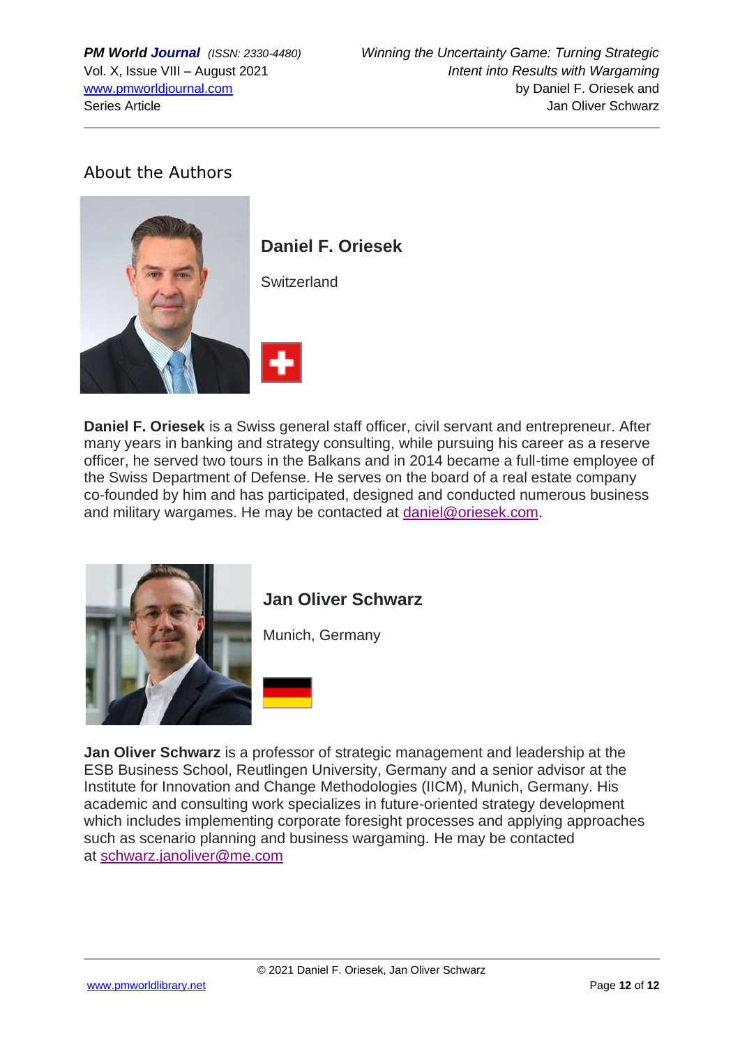## About the Authors

### Daniel F. Oriesek

Switzerland

**Daniel F. Oriesek** is a Swiss general staff officer, civil servant and entrepreneur. After many years in banking and strategy consulting, while pursuing his career as a reserve officer, he served two tours in the Balkans and in 2014 became a full-time employee of the Swiss Department of Defense. He serves on the board of a real estate company co-founded by him and has participated, designed and conducted numerous business and military wargames. He may be contacted at daniel@oriesek.com.

### Jan Oliver Schwarz

Munich, Germany

**Jan Oliver Schwarz** is a professor of strategic management and leadership at the ESB Business School, Reutlingen University, Germany and a senior advisor at the Institute for Innovation and Change Methodologies (IICM), Munich, Germany. His academic and consulting work specializes in future-oriented strategy development which includes implementing corporate foresight processes and applying approaches such as scenario planning and business wargaming. He may be contacted at schwarz.janoliver@me.com